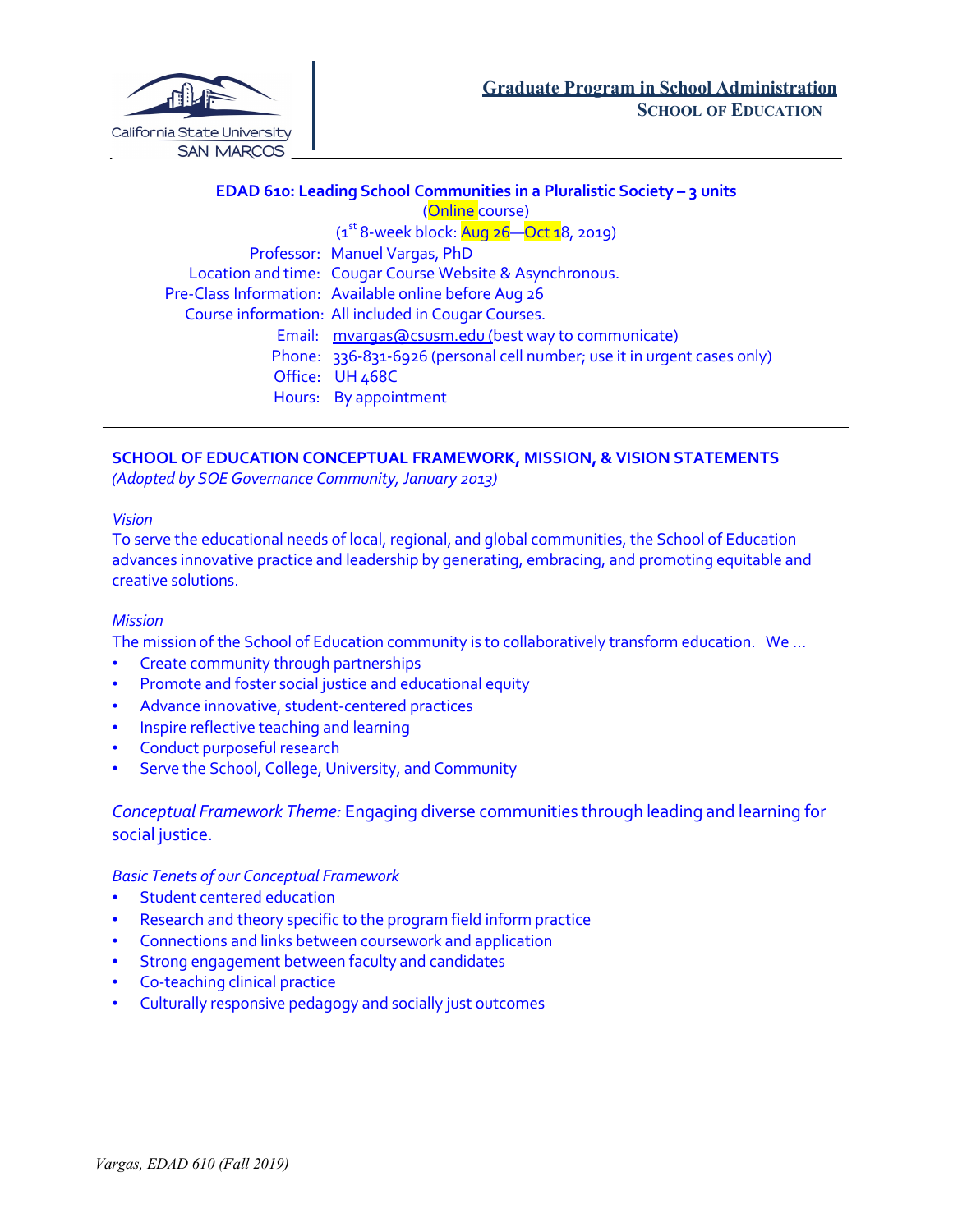California State University SAN MARCOS

## Graduate Program in School Administration
### SCHOOL OF EDUCATION

**EDAD 610: Leading School Communities in a Pluralistic Society – 3 units**

(Online course)

(1st 8-week block: Aug 26—Oct 18, 2019)

Professor: Manuel Vargas, PhD
Location and time: Cougar Course Website & Asynchronous.
Pre-Class Information: Available online before Aug 26
Course information: All included in Cougar Courses.
Email: mvargas@csusm.edu (best way to communicate)
Phone: 336-831-6926 (personal cell number; use it in urgent cases only)
Office: UH 468C
Hours: By appointment

---

**SCHOOL OF EDUCATION CONCEPTUAL FRAMEWORK, MISSION, & VISION STATEMENTS**
*(Adopted by SOE Governance Community, January 2013)*

*Vision*

To serve the educational needs of local, regional, and global communities, the School of Education advances innovative practice and leadership by generating, embracing, and promoting equitable and creative solutions.

*Mission*

The mission of the School of Education community is to collaboratively transform education. We ...

- Create community through partnerships
- Promote and foster social justice and educational equity
- Advance innovative, student-centered practices
- Inspire reflective teaching and learning
- Conduct purposeful research
- Serve the School, College, University, and Community

*Conceptual Framework Theme:* Engaging diverse communities through leading and learning for social justice.

*Basic Tenets of our Conceptual Framework*

- Student centered education
- Research and theory specific to the program field inform practice
- Connections and links between coursework and application
- Strong engagement between faculty and candidates
- Co-teaching clinical practice
- Culturally responsive pedagogy and socially just outcomes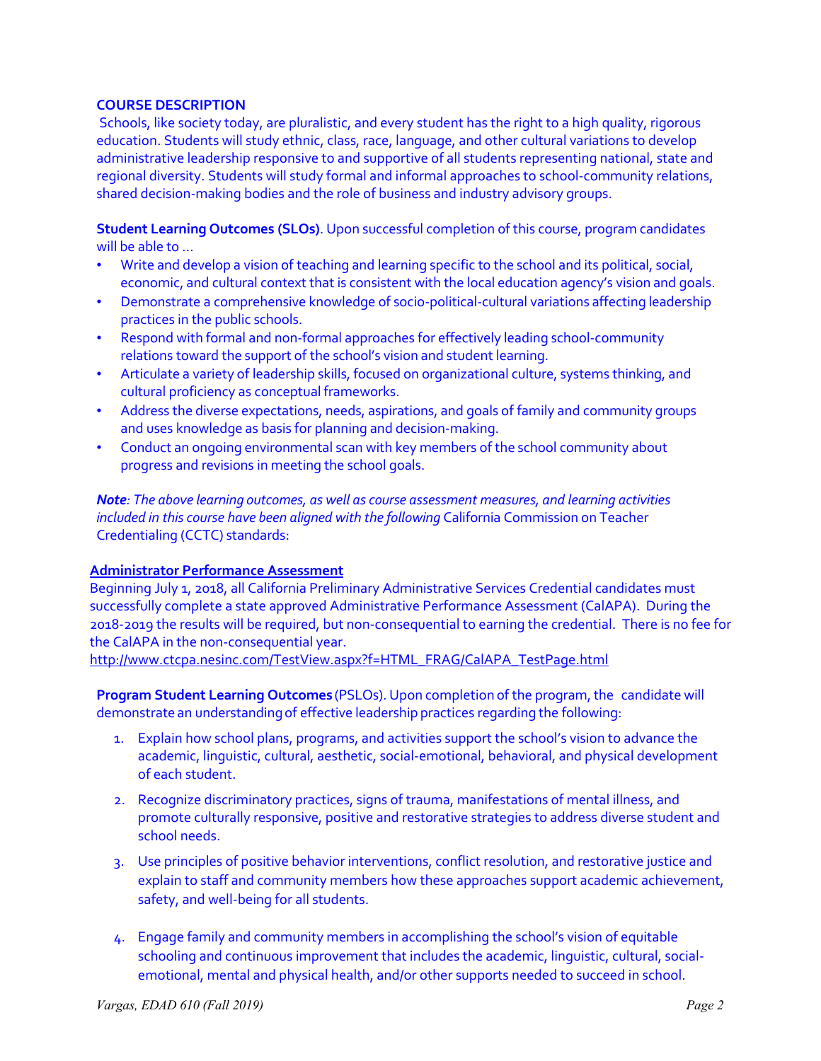**COURSE DESCRIPTION**

Schools, like society today, are pluralistic, and every student has the right to a high quality, rigorous education. Students will study ethnic, class, race, language, and other cultural variations to develop administrative leadership responsive to and supportive of all students representing national, state and regional diversity. Students will study formal and informal approaches to school-community relations, shared decision-making bodies and the role of business and industry advisory groups.

**Student Learning Outcomes (SLOs)**. Upon successful completion of this course, program candidates will be able to …

- Write and develop a vision of teaching and learning specific to the school and its political, social, economic, and cultural context that is consistent with the local education agency's vision and goals.
- Demonstrate a comprehensive knowledge of socio-political-cultural variations affecting leadership practices in the public schools.
- Respond with formal and non-formal approaches for effectively leading school-community relations toward the support of the school's vision and student learning.
- Articulate a variety of leadership skills, focused on organizational culture, systems thinking, and cultural proficiency as conceptual frameworks.
- Address the diverse expectations, needs, aspirations, and goals of family and community groups and uses knowledge as basis for planning and decision-making.
- Conduct an ongoing environmental scan with key members of the school community about progress and revisions in meeting the school goals.

***Note**: The above learning outcomes, as well as course assessment measures, and learning activities included in this course have been aligned with the following* California Commission on Teacher Credentialing (CCTC) standards:

**Administrator Performance Assessment**

Beginning July 1, 2018, all California Preliminary Administrative Services Credential candidates must successfully complete a state approved Administrative Performance Assessment (CalAPA). During the 2018-2019 the results will be required, but non-consequential to earning the credential. There is no fee for the CalAPA in the non-consequential year.
http://www.ctcpa.nesinc.com/TestView.aspx?f=HTML_FRAG/CalAPA_TestPage.html

**Program Student Learning Outcomes** (PSLOs). Upon completion of the program, the candidate will demonstrate an understanding of effective leadership practices regarding the following:

1. Explain how school plans, programs, and activities support the school's vision to advance the academic, linguistic, cultural, aesthetic, social-emotional, behavioral, and physical development of each student.
2. Recognize discriminatory practices, signs of trauma, manifestations of mental illness, and promote culturally responsive, positive and restorative strategies to address diverse student and school needs.
3. Use principles of positive behavior interventions, conflict resolution, and restorative justice and explain to staff and community members how these approaches support academic achievement, safety, and well-being for all students.
4. Engage family and community members in accomplishing the school's vision of equitable schooling and continuous improvement that includes the academic, linguistic, cultural, social-emotional, mental and physical health, and/or other supports needed to succeed in school.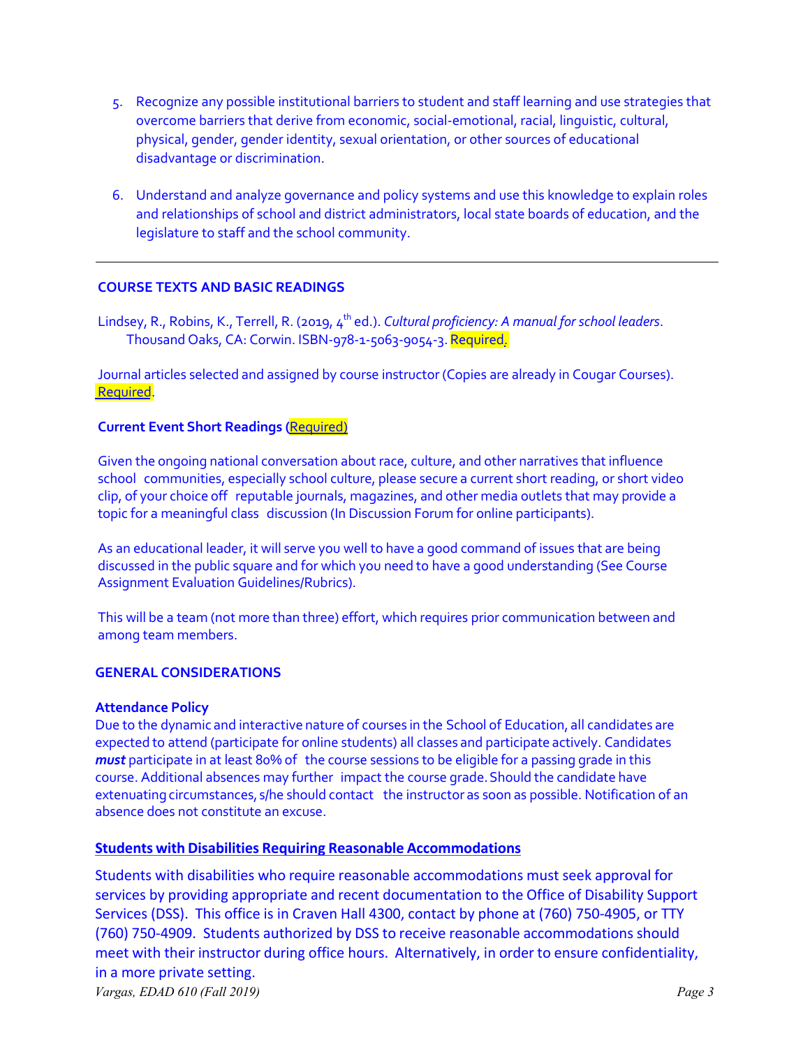5. Recognize any possible institutional barriers to student and staff learning and use strategies that overcome barriers that derive from economic, social-emotional, racial, linguistic, cultural, physical, gender, gender identity, sexual orientation, or other sources of educational disadvantage or discrimination.

6. Understand and analyze governance and policy systems and use this knowledge to explain roles and relationships of school and district administrators, local state boards of education, and the legislature to staff and the school community.

---

## COURSE TEXTS AND BASIC READINGS

Lindsey, R., Robins, K., Terrell, R. (2019, 4th ed.). *Cultural proficiency: A manual for school leaders*. Thousand Oaks, CA: Corwin. ISBN-978-1-5063-9054-3. Required.

Journal articles selected and assigned by course instructor (Copies are already in Cougar Courses). Required.

### Current Event Short Readings (Required)

Given the ongoing national conversation about race, culture, and other narratives that influence school communities, especially school culture, please secure a current short reading, or short video clip, of your choice off reputable journals, magazines, and other media outlets that may provide a topic for a meaningful class discussion (In Discussion Forum for online participants).

As an educational leader, it will serve you well to have a good command of issues that are being discussed in the public square and for which you need to have a good understanding (See Course Assignment Evaluation Guidelines/Rubrics).

This will be a team (not more than three) effort, which requires prior communication between and among team members.

## GENERAL CONSIDERATIONS

### Attendance Policy

Due to the dynamic and interactive nature of courses in the School of Education, all candidates are expected to attend (participate for online students) all classes and participate actively. Candidates ***must*** participate in at least 80% of the course sessions to be eligible for a passing grade in this course. Additional absences may further impact the course grade. Should the candidate have extenuating circumstances, s/he should contact the instructor as soon as possible. Notification of an absence does not constitute an excuse.

### Students with Disabilities Requiring Reasonable Accommodations

Students with disabilities who require reasonable accommodations must seek approval for services by providing appropriate and recent documentation to the Office of Disability Support Services (DSS). This office is in Craven Hall 4300, contact by phone at (760) 750-4905, or TTY (760) 750-4909. Students authorized by DSS to receive reasonable accommodations should meet with their instructor during office hours. Alternatively, in order to ensure confidentiality, in a more private setting.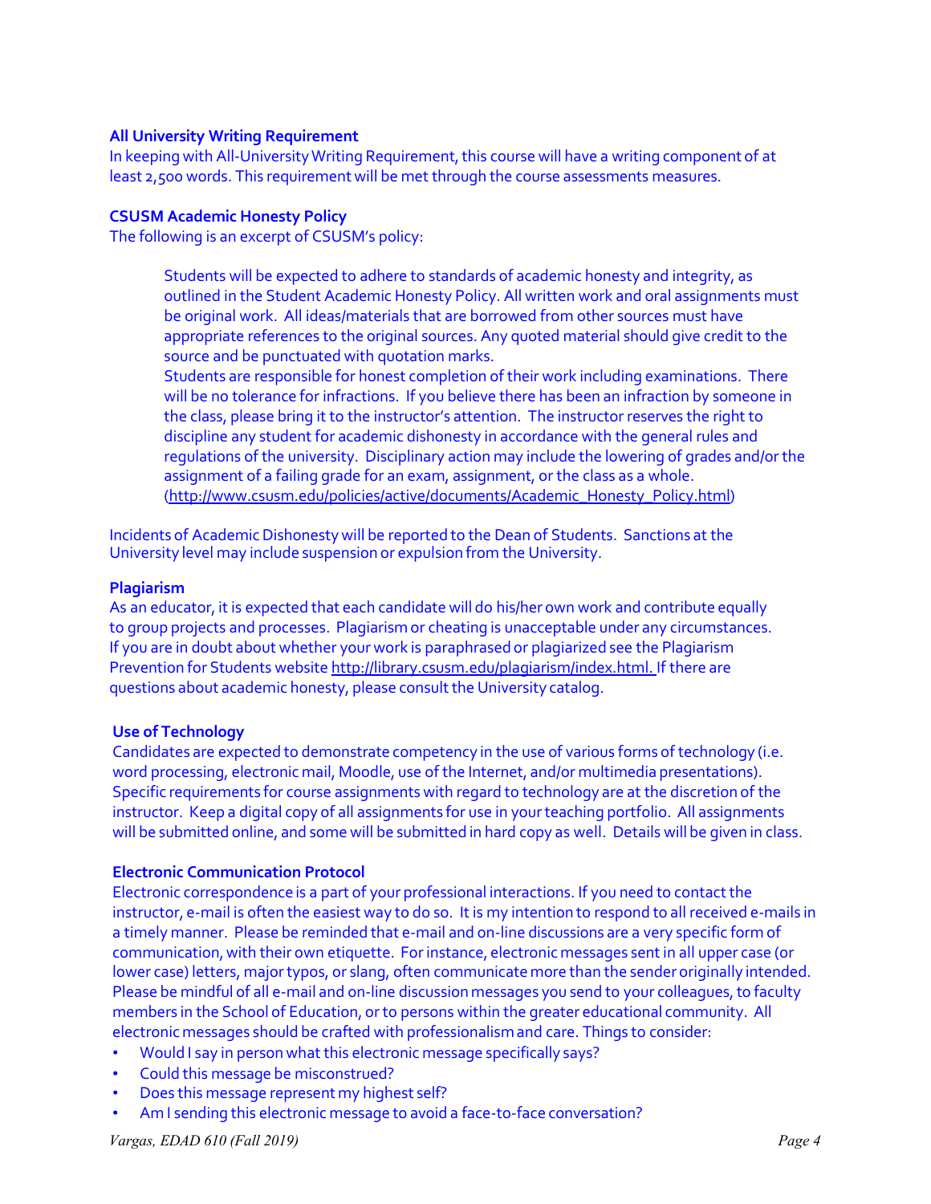### All University Writing Requirement

In keeping with All-University Writing Requirement, this course will have a writing component of at least 2,500 words. This requirement will be met through the course assessments measures.

### CSUSM Academic Honesty Policy

The following is an excerpt of CSUSM's policy:

> Students will be expected to adhere to standards of academic honesty and integrity, as outlined in the Student Academic Honesty Policy. All written work and oral assignments must be original work. All ideas/materials that are borrowed from other sources must have appropriate references to the original sources. Any quoted material should give credit to the source and be punctuated with quotation marks.
> Students are responsible for honest completion of their work including examinations. There will be no tolerance for infractions. If you believe there has been an infraction by someone in the class, please bring it to the instructor's attention. The instructor reserves the right to discipline any student for academic dishonesty in accordance with the general rules and regulations of the university. Disciplinary action may include the lowering of grades and/or the assignment of a failing grade for an exam, assignment, or the class as a whole. (http://www.csusm.edu/policies/active/documents/Academic_Honesty_Policy.html)

Incidents of Academic Dishonesty will be reported to the Dean of Students. Sanctions at the University level may include suspension or expulsion from the University.

### Plagiarism

As an educator, it is expected that each candidate will do his/her own work and contribute equally to group projects and processes. Plagiarism or cheating is unacceptable under any circumstances. If you are in doubt about whether your work is paraphrased or plagiarized see the Plagiarism Prevention for Students website http://library.csusm.edu/plagiarism/index.html. If there are questions about academic honesty, please consult the University catalog.

### Use of Technology

Candidates are expected to demonstrate competency in the use of various forms of technology (i.e. word processing, electronic mail, Moodle, use of the Internet, and/or multimedia presentations). Specific requirements for course assignments with regard to technology are at the discretion of the instructor. Keep a digital copy of all assignments for use in your teaching portfolio. All assignments will be submitted online, and some will be submitted in hard copy as well. Details will be given in class.

### Electronic Communication Protocol

Electronic correspondence is a part of your professional interactions. If you need to contact the instructor, e-mail is often the easiest way to do so. It is my intention to respond to all received e-mails in a timely manner. Please be reminded that e-mail and on-line discussions are a very specific form of communication, with their own etiquette. For instance, electronic messages sent in all upper case (or lower case) letters, major typos, or slang, often communicate more than the sender originally intended. Please be mindful of all e-mail and on-line discussion messages you send to your colleagues, to faculty members in the School of Education, or to persons within the greater educational community. All electronic messages should be crafted with professionalism and care. Things to consider:

- Would I say in person what this electronic message specifically says?
- Could this message be misconstrued?
- Does this message represent my highest self?
- Am I sending this electronic message to avoid a face-to-face conversation?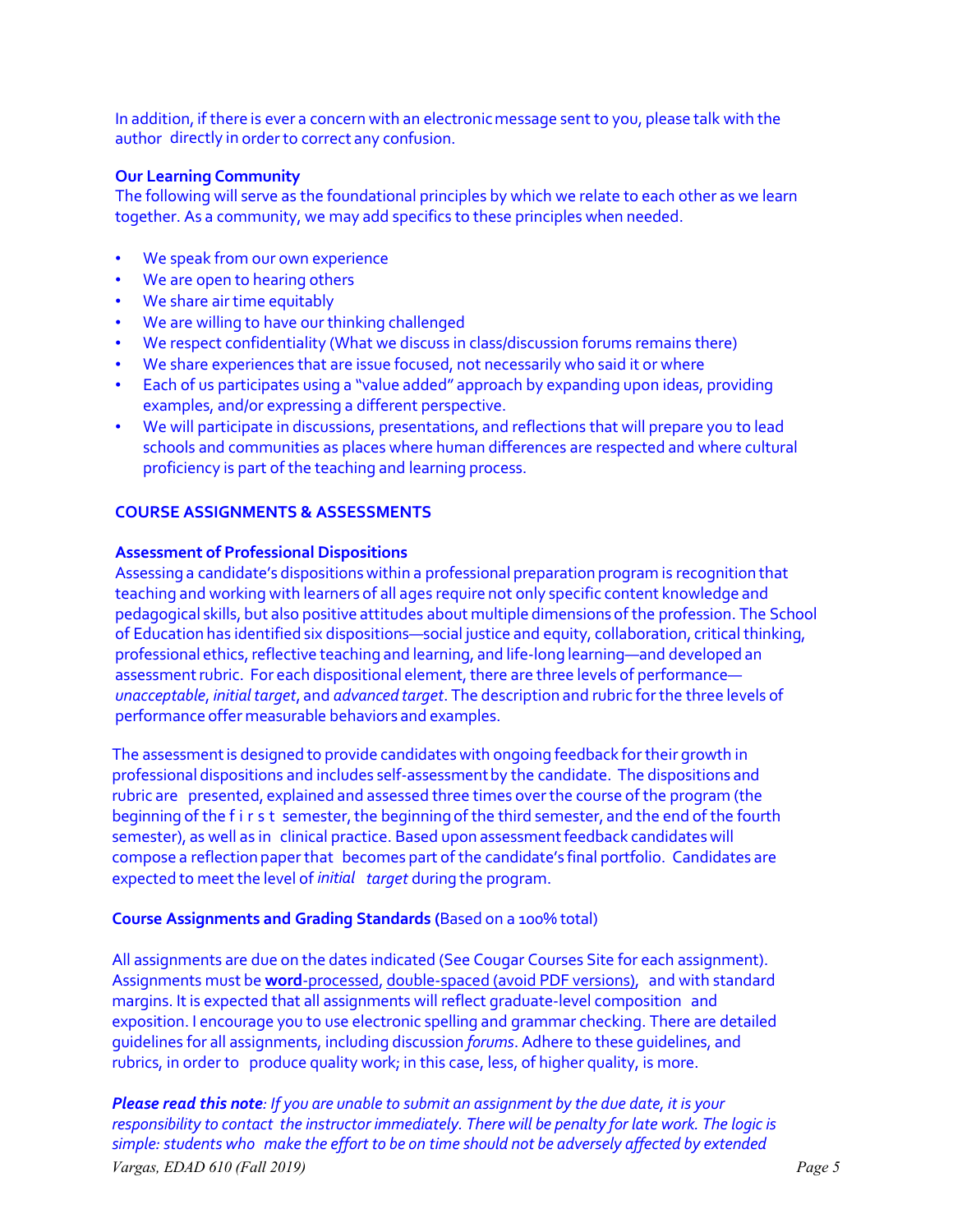In addition, if there is ever a concern with an electronic message sent to you, please talk with the author directly in order to correct any confusion.

**Our Learning Community**

The following will serve as the foundational principles by which we relate to each other as we learn together. As a community, we may add specifics to these principles when needed.

- We speak from our own experience
- We are open to hearing others
- We share air time equitably
- We are willing to have our thinking challenged
- We respect confidentiality (What we discuss in class/discussion forums remains there)
- We share experiences that are issue focused, not necessarily who said it or where
- Each of us participates using a "value added" approach by expanding upon ideas, providing examples, and/or expressing a different perspective.
- We will participate in discussions, presentations, and reflections that will prepare you to lead schools and communities as places where human differences are respected and where cultural proficiency is part of the teaching and learning process.

## COURSE ASSIGNMENTS & ASSESSMENTS

### Assessment of Professional Dispositions

Assessing a candidate's dispositions within a professional preparation program is recognition that teaching and working with learners of all ages require not only specific content knowledge and pedagogical skills, but also positive attitudes about multiple dimensions of the profession. The School of Education has identified six dispositions—social justice and equity, collaboration, critical thinking, professional ethics, reflective teaching and learning, and life-long learning—and developed an assessment rubric. For each dispositional element, there are three levels of performance—*unacceptable*, *initial target*, and *advanced target*. The description and rubric for the three levels of performance offer measurable behaviors and examples.

The assessment is designed to provide candidates with ongoing feedback for their growth in professional dispositions and includes self-assessment by the candidate. The dispositions and rubric are presented, explained and assessed three times over the course of the program (the beginning of the first semester, the beginning of the third semester, and the end of the fourth semester), as well as in clinical practice. Based upon assessment feedback candidates will compose a reflection paper that becomes part of the candidate's final portfolio. Candidates are expected to meet the level of *initial target* during the program.

### Course Assignments and Grading Standards (Based on a 100% total)

All assignments are due on the dates indicated (See Cougar Courses Site for each assignment). Assignments must be **word**-processed, double-spaced (avoid PDF versions), and with standard margins. It is expected that all assignments will reflect graduate-level composition and exposition. I encourage you to use electronic spelling and grammar checking. There are detailed guidelines for all assignments, including discussion *forums*. Adhere to these guidelines, and rubrics, in order to produce quality work; in this case, less, of higher quality, is more.

***Please read this note****: If you are unable to submit an assignment by the due date, it is your responsibility to contact the instructor immediately. There will be penalty for late work. The logic is simple: students who make the effort to be on time should not be adversely affected by extended*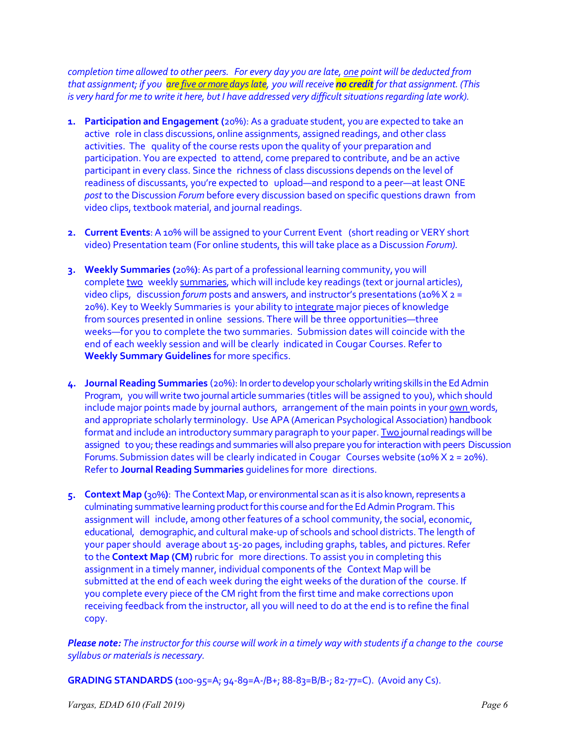*completion time allowed to other peers. For every day you are late, one point will be deducted from that assignment; if you **are five or more days late**, you will receive **no credit** for that assignment. (This is very hard for me to write it here, but I have addressed very difficult situations regarding late work).*

1. **Participation and Engagement** (20%): As a graduate student, you are expected to take an active role in class discussions, online assignments, assigned readings, and other class activities. The quality of the course rests upon the quality of your preparation and participation. You are expected to attend, come prepared to contribute, and be an active participant in every class. Since the richness of class discussions depends on the level of readiness of discussants, you're expected to upload—and respond to a peer—at least ONE *post* to the Discussion *Forum* before every discussion based on specific questions drawn from video clips, textbook material, and journal readings.

2. **Current Events**: A 10% will be assigned to your Current Event (short reading or VERY short video) Presentation team (For online students, this will take place as a Discussion *Forum).*

3. **Weekly Summaries (20%)**: As part of a professional learning community, you will complete two weekly summaries, which will include key readings (text or journal articles), video clips, discussion *forum* posts and answers, and instructor's presentations (10% X 2 = 20%). Key to Weekly Summaries is your ability to integrate major pieces of knowledge from sources presented in online sessions. There will be three opportunities—three weeks—for you to complete the two summaries. Submission dates will coincide with the end of each weekly session and will be clearly indicated in Cougar Courses. Refer to **Weekly Summary Guidelines** for more specifics.

4. **Journal Reading Summaries** (20%): In order to develop your scholarly writing skills in the Ed Admin Program, you will write two journal article summaries (titles will be assigned to you), which should include major points made by journal authors, arrangement of the main points in your own words, and appropriate scholarly terminology. Use APA (American Psychological Association) handbook format and include an introductory summary paragraph to your paper. Two journal readings will be assigned to you; these readings and summaries will also prepare you for interaction with peers Discussion Forums. Submission dates will be clearly indicated in Cougar Courses website (10% X 2 = 20%). Refer to **Journal Reading Summaries** guidelines for more directions.

5. **Context Map (30%)**: The Context Map, or environmental scan as it is also known, represents a culminating summative learning product for this course and for the Ed Admin Program. This assignment will include, among other features of a school community, the social, economic, educational, demographic, and cultural make-up of schools and school districts. The length of your paper should average about 15-20 pages, including graphs, tables, and pictures. Refer to the **Context Map (CM)** rubric for more directions. To assist you in completing this assignment in a timely manner, individual components of the Context Map will be submitted at the end of each week during the eight weeks of the duration of the course. If you complete every piece of the CM right from the first time and make corrections upon receiving feedback from the instructor, all you will need to do at the end is to refine the final copy.

***Please note:*** *The instructor for this course will work in a timely way with students if a change to the course syllabus or materials is necessary.*

**GRADING STANDARDS (**100-95=A; 94-89=A-/B+; 88-83=B/B-; 82-77=C). (Avoid any Cs).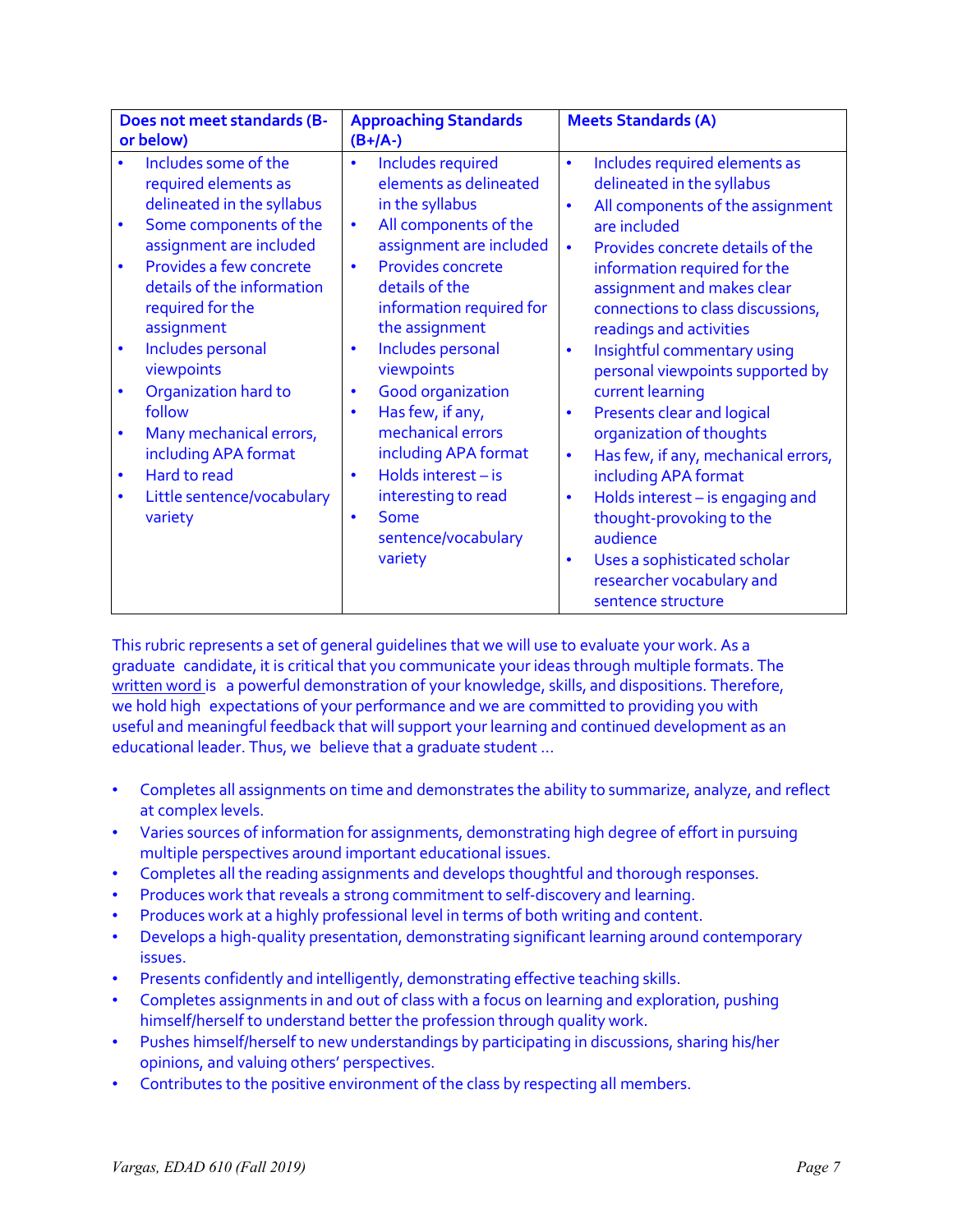| Does not meet standards (B- or below) | Approaching Standards (B+/A-) | Meets Standards (A) |
|---|---|---|
| • Includes some of the required elements as delineated in the syllabus<br>• Some components of the assignment are included<br>• Provides a few concrete details of the information required for the assignment<br>• Includes personal viewpoints<br>• Organization hard to follow<br>• Many mechanical errors, including APA format<br>• Hard to read<br>• Little sentence/vocabulary variety | • Includes required elements as delineated in the syllabus<br>• All components of the assignment are included<br>• Provides concrete details of the information required for the assignment<br>• Includes personal viewpoints<br>• Good organization<br>• Has few, if any, mechanical errors including APA format<br>• Holds interest – is interesting to read<br>• Some sentence/vocabulary variety | • Includes required elements as delineated in the syllabus<br>• All components of the assignment are included<br>• Provides concrete details of the information required for the assignment and makes clear connections to class discussions, readings and activities<br>• Insightful commentary using personal viewpoints supported by current learning<br>• Presents clear and logical organization of thoughts<br>• Has few, if any, mechanical errors, including APA format<br>• Holds interest – is engaging and thought-provoking to the audience<br>• Uses a sophisticated scholar researcher vocabulary and sentence structure |

This rubric represents a set of general guidelines that we will use to evaluate your work. As a graduate candidate, it is critical that you communicate your ideas through multiple formats. The written word is a powerful demonstration of your knowledge, skills, and dispositions. Therefore, we hold high expectations of your performance and we are committed to providing you with useful and meaningful feedback that will support your learning and continued development as an educational leader. Thus, we believe that a graduate student …

- Completes all assignments on time and demonstrates the ability to summarize, analyze, and reflect at complex levels.
- Varies sources of information for assignments, demonstrating high degree of effort in pursuing multiple perspectives around important educational issues.
- Completes all the reading assignments and develops thoughtful and thorough responses.
- Produces work that reveals a strong commitment to self-discovery and learning.
- Produces work at a highly professional level in terms of both writing and content.
- Develops a high-quality presentation, demonstrating significant learning around contemporary issues.
- Presents confidently and intelligently, demonstrating effective teaching skills.
- Completes assignments in and out of class with a focus on learning and exploration, pushing himself/herself to understand better the profession through quality work.
- Pushes himself/herself to new understandings by participating in discussions, sharing his/her opinions, and valuing others' perspectives.
- Contributes to the positive environment of the class by respecting all members.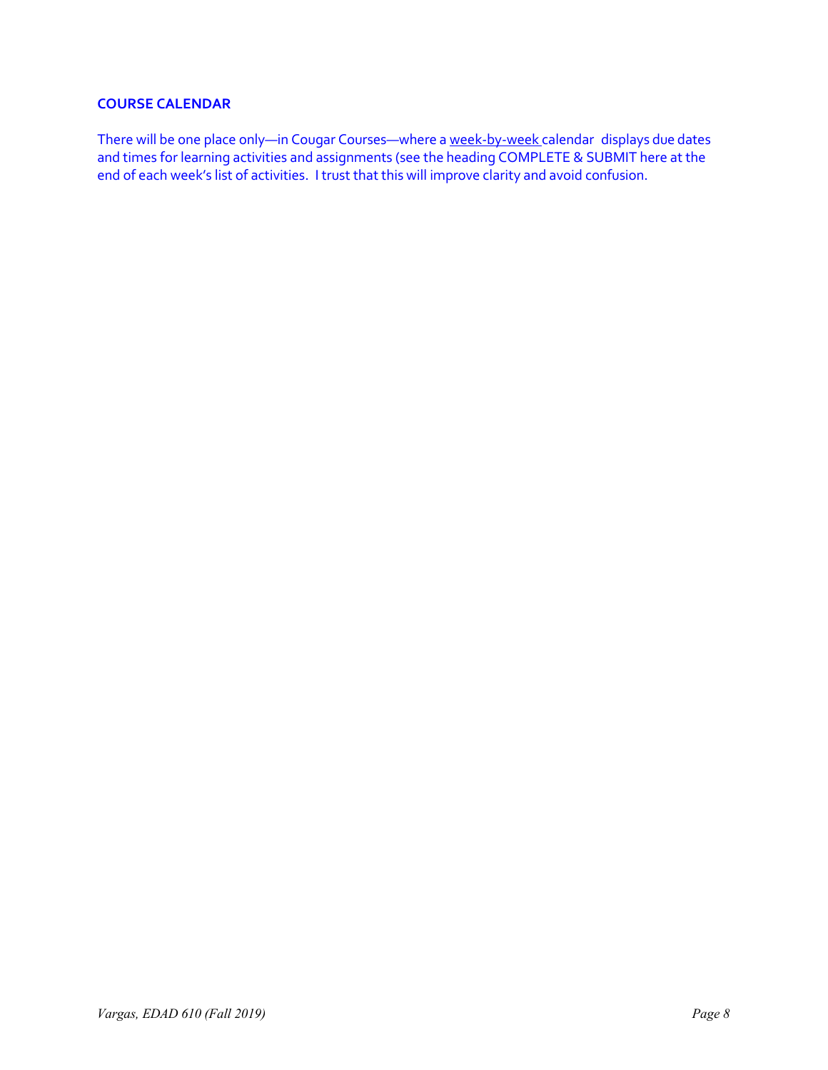**COURSE CALENDAR**

There will be one place only—in Cougar Courses—where a week-by-week calendar displays due dates and times for learning activities and assignments (see the heading COMPLETE & SUBMIT here at the end of each week's list of activities. I trust that this will improve clarity and avoid confusion.